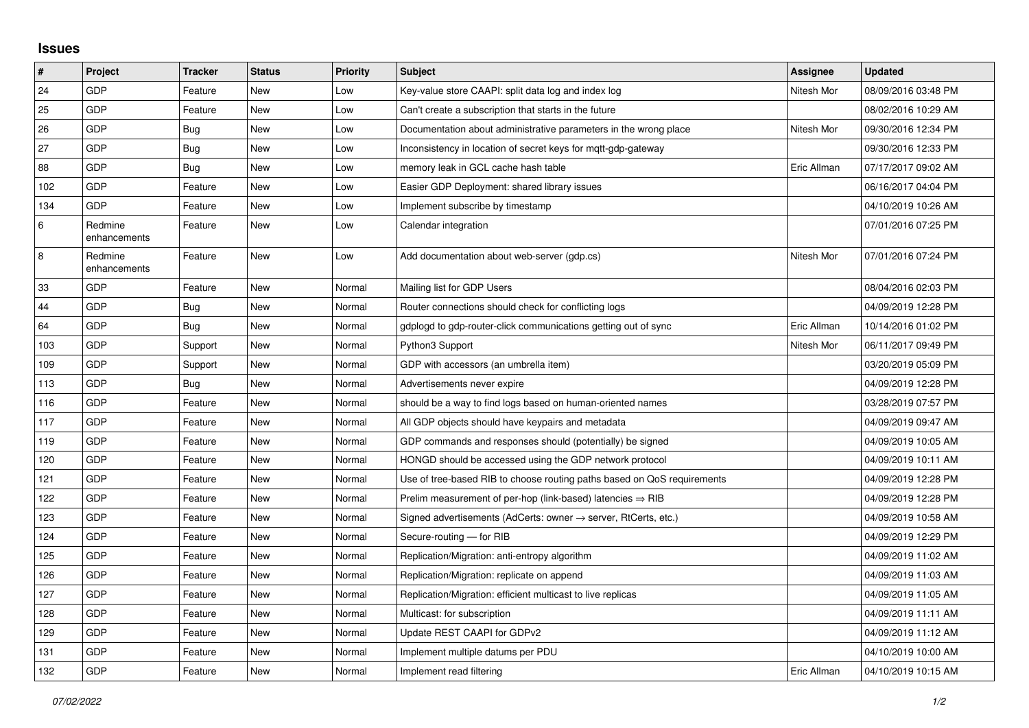## Issues

| # | Project | Tracker | Status | Priority | Subject | Assignee | Updated |
|---|---|---|---|---|---|---|---|
| 24 | GDP | Feature | New | Low | Key-value store CAAPI: split data log and index log | Nitesh Mor | 08/09/2016 03:48 PM |
| 25 | GDP | Feature | New | Low | Can't create a subscription that starts in the future | | 08/02/2016 10:29 AM |
| 26 | GDP | Bug | New | Low | Documentation about administrative parameters in the wrong place | Nitesh Mor | 09/30/2016 12:34 PM |
| 27 | GDP | Bug | New | Low | Inconsistency in location of secret keys for mqtt-gdp-gateway | | 09/30/2016 12:33 PM |
| 88 | GDP | Bug | New | Low | memory leak in GCL cache hash table | Eric Allman | 07/17/2017 09:02 AM |
| 102 | GDP | Feature | New | Low | Easier GDP Deployment: shared library issues | | 06/16/2017 04:04 PM |
| 134 | GDP | Feature | New | Low | Implement subscribe by timestamp | | 04/10/2019 10:26 AM |
| 6 | Redmine enhancements | Feature | New | Low | Calendar integration | | 07/01/2016 07:25 PM |
| 8 | Redmine enhancements | Feature | New | Low | Add documentation about web-server (gdp.cs) | Nitesh Mor | 07/01/2016 07:24 PM |
| 33 | GDP | Feature | New | Normal | Mailing list for GDP Users | | 08/04/2016 02:03 PM |
| 44 | GDP | Bug | New | Normal | Router connections should check for conflicting logs | | 04/09/2019 12:28 PM |
| 64 | GDP | Bug | New | Normal | gdplogd to gdp-router-click communications getting out of sync | Eric Allman | 10/14/2016 01:02 PM |
| 103 | GDP | Support | New | Normal | Python3 Support | Nitesh Mor | 06/11/2017 09:49 PM |
| 109 | GDP | Support | New | Normal | GDP with accessors (an umbrella item) | | 03/20/2019 05:09 PM |
| 113 | GDP | Bug | New | Normal | Advertisements never expire | | 04/09/2019 12:28 PM |
| 116 | GDP | Feature | New | Normal | should be a way to find logs based on human-oriented names | | 03/28/2019 07:57 PM |
| 117 | GDP | Feature | New | Normal | All GDP objects should have keypairs and metadata | | 04/09/2019 09:47 AM |
| 119 | GDP | Feature | New | Normal | GDP commands and responses should (potentially) be signed | | 04/09/2019 10:05 AM |
| 120 | GDP | Feature | New | Normal | HONGD should be accessed using the GDP network protocol | | 04/09/2019 10:11 AM |
| 121 | GDP | Feature | New | Normal | Use of tree-based RIB to choose routing paths based on QoS requirements | | 04/09/2019 12:28 PM |
| 122 | GDP | Feature | New | Normal | Prelim measurement of per-hop (link-based) latencies ⇒ RIB | | 04/09/2019 12:28 PM |
| 123 | GDP | Feature | New | Normal | Signed advertisements (AdCerts: owner → server, RtCerts, etc.) | | 04/09/2019 10:58 AM |
| 124 | GDP | Feature | New | Normal | Secure-routing — for RIB | | 04/09/2019 12:29 PM |
| 125 | GDP | Feature | New | Normal | Replication/Migration: anti-entropy algorithm | | 04/09/2019 11:02 AM |
| 126 | GDP | Feature | New | Normal | Replication/Migration: replicate on append | | 04/09/2019 11:03 AM |
| 127 | GDP | Feature | New | Normal | Replication/Migration: efficient multicast to live replicas | | 04/09/2019 11:05 AM |
| 128 | GDP | Feature | New | Normal | Multicast: for subscription | | 04/09/2019 11:11 AM |
| 129 | GDP | Feature | New | Normal | Update REST CAAPI for GDPv2 | | 04/09/2019 11:12 AM |
| 131 | GDP | Feature | New | Normal | Implement multiple datums per PDU | | 04/10/2019 10:00 AM |
| 132 | GDP | Feature | New | Normal | Implement read filtering | Eric Allman | 04/10/2019 10:15 AM |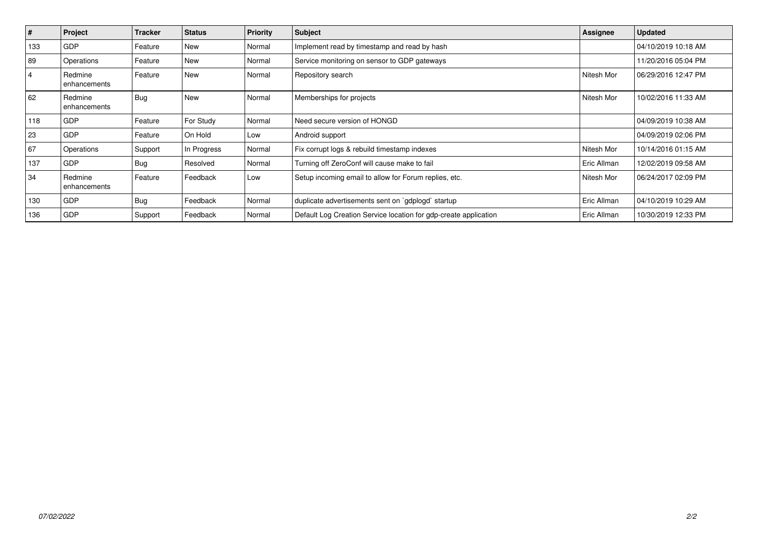| # | Project | Tracker | Status | Priority | Subject | Assignee | Updated |
| --- | --- | --- | --- | --- | --- | --- | --- |
| 133 | GDP | Feature | New | Normal | Implement read by timestamp and read by hash | | 04/10/2019 10:18 AM |
| 89 | Operations | Feature | New | Normal | Service monitoring on sensor to GDP gateways | | 11/20/2016 05:04 PM |
| 4 | Redmine enhancements | Feature | New | Normal | Repository search | Nitesh Mor | 06/29/2016 12:47 PM |
| 62 | Redmine enhancements | Bug | New | Normal | Memberships for projects | Nitesh Mor | 10/02/2016 11:33 AM |
| 118 | GDP | Feature | For Study | Normal | Need secure version of HONGD | | 04/09/2019 10:38 AM |
| 23 | GDP | Feature | On Hold | Low | Android support | | 04/09/2019 02:06 PM |
| 67 | Operations | Support | In Progress | Normal | Fix corrupt logs & rebuild timestamp indexes | Nitesh Mor | 10/14/2016 01:15 AM |
| 137 | GDP | Bug | Resolved | Normal | Turning off ZeroConf will cause make to fail | Eric Allman | 12/02/2019 09:58 AM |
| 34 | Redmine enhancements | Feature | Feedback | Low | Setup incoming email to allow for Forum replies, etc. | Nitesh Mor | 06/24/2017 02:09 PM |
| 130 | GDP | Bug | Feedback | Normal | duplicate advertisements sent on `gdplogd` startup | Eric Allman | 04/10/2019 10:29 AM |
| 136 | GDP | Support | Feedback | Normal | Default Log Creation Service location for gdp-create application | Eric Allman | 10/30/2019 12:33 PM |

*07/02/2022*